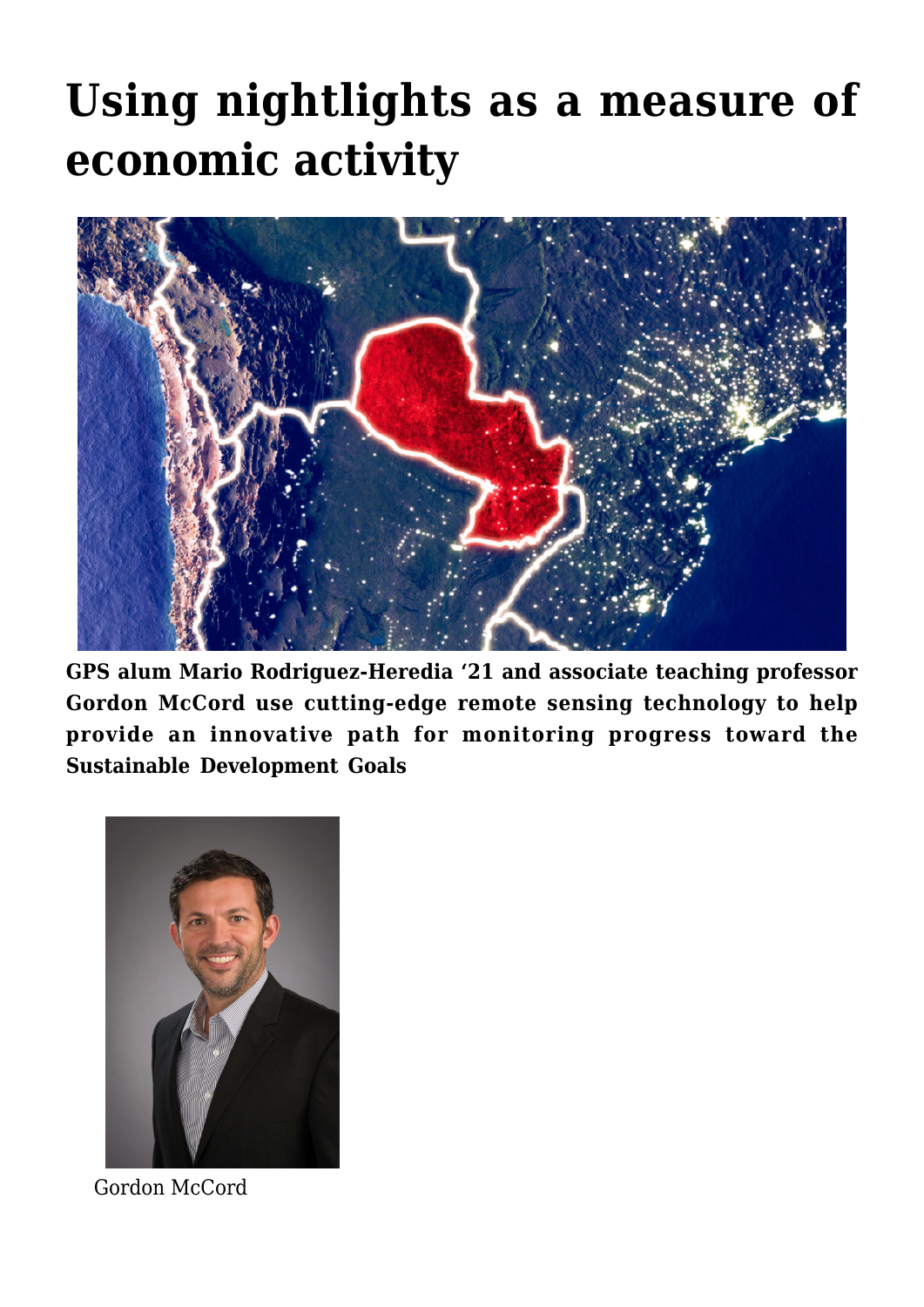# Using nightlights as a measure of economic activity

**GPS alum Mario Rodriguez-Heredia '21 and associate teaching professor Gordon McCord use cutting-edge remote sensing technology to help provide an innovative path for monitoring progress toward the Sustainable Development Goals**

Gordon McCord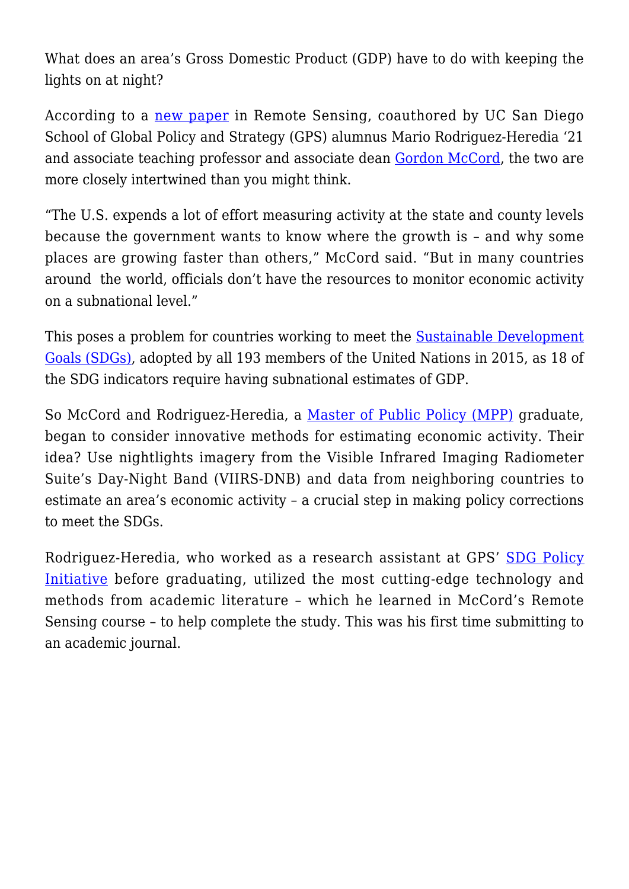What does an area's Gross Domestic Product (GDP) have to do with keeping the lights on at night?

According to a new paper in Remote Sensing, coauthored by UC San Diego School of Global Policy and Strategy (GPS) alumnus Mario Rodriguez-Heredia '21 and associate teaching professor and associate dean Gordon McCord, the two are more closely intertwined than you might think.

"The U.S. expends a lot of effort measuring activity at the state and county levels because the government wants to know where the growth is – and why some places are growing faster than others," McCord said. "But in many countries around the world, officials don't have the resources to monitor economic activity on a subnational level."

This poses a problem for countries working to meet the Sustainable Development Goals (SDGs), adopted by all 193 members of the United Nations in 2015, as 18 of the SDG indicators require having subnational estimates of GDP.

So McCord and Rodriguez-Heredia, a Master of Public Policy (MPP) graduate, began to consider innovative methods for estimating economic activity. Their idea? Use nightlights imagery from the Visible Infrared Imaging Radiometer Suite's Day-Night Band (VIIRS-DNB) and data from neighboring countries to estimate an area's economic activity – a crucial step in making policy corrections to meet the SDGs.

Rodriguez-Heredia, who worked as a research assistant at GPS' SDG Policy Initiative before graduating, utilized the most cutting-edge technology and methods from academic literature – which he learned in McCord's Remote Sensing course – to help complete the study. This was his first time submitting to an academic journal.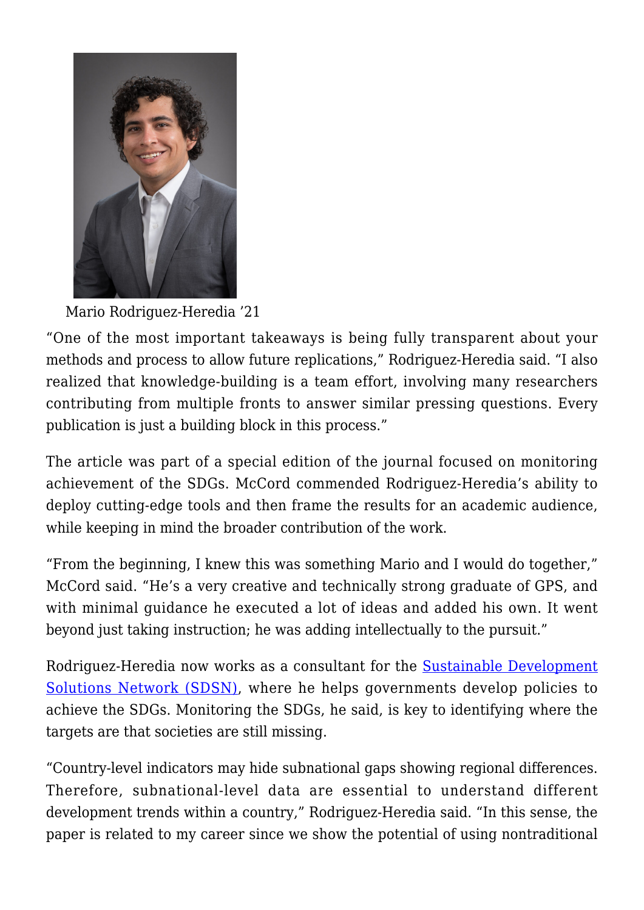Mario Rodriguez-Heredia '21

"One of the most important takeaways is being fully transparent about your methods and process to allow future replications," Rodriguez-Heredia said. "I also realized that knowledge-building is a team effort, involving many researchers contributing from multiple fronts to answer similar pressing questions. Every publication is just a building block in this process."

The article was part of a special edition of the journal focused on monitoring achievement of the SDGs. McCord commended Rodriguez-Heredia's ability to deploy cutting-edge tools and then frame the results for an academic audience, while keeping in mind the broader contribution of the work.

"From the beginning, I knew this was something Mario and I would do together," McCord said. "He's a very creative and technically strong graduate of GPS, and with minimal guidance he executed a lot of ideas and added his own. It went beyond just taking instruction; he was adding intellectually to the pursuit."

Rodriguez-Heredia now works as a consultant for the [Sustainable Development Solutions Network (SDSN)](), where he helps governments develop policies to achieve the SDGs. Monitoring the SDGs, he said, is key to identifying where the targets are that societies are still missing.

"Country-level indicators may hide subnational gaps showing regional differences. Therefore, subnational-level data are essential to understand different development trends within a country," Rodriguez-Heredia said. "In this sense, the paper is related to my career since we show the potential of using nontraditional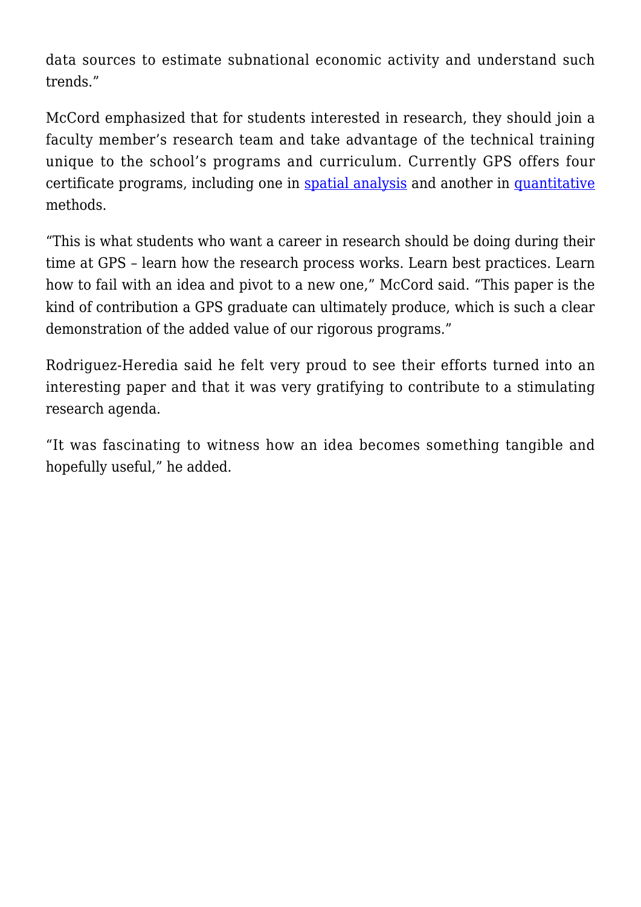data sources to estimate subnational economic activity and understand such trends."

McCord emphasized that for students interested in research, they should join a faculty member's research team and take advantage of the technical training unique to the school's programs and curriculum. Currently GPS offers four certificate programs, including one in spatial analysis and another in quantitative methods.

"This is what students who want a career in research should be doing during their time at GPS – learn how the research process works. Learn best practices. Learn how to fail with an idea and pivot to a new one," McCord said. "This paper is the kind of contribution a GPS graduate can ultimately produce, which is such a clear demonstration of the added value of our rigorous programs."

Rodriguez-Heredia said he felt very proud to see their efforts turned into an interesting paper and that it was very gratifying to contribute to a stimulating research agenda.

"It was fascinating to witness how an idea becomes something tangible and hopefully useful," he added.